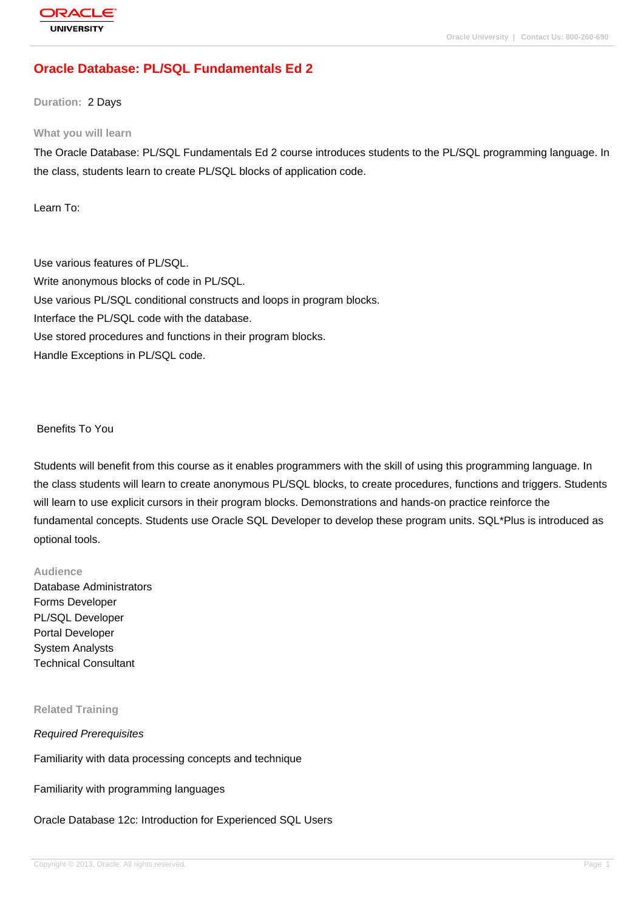# Oracle Database: PL/SQL Fundamentals Ed 2

**Duration:** 2 Days

## What you will learn

The Oracle Database: PL/SQL Fundamentals Ed 2 course introduces students to the PL/SQL programming language. In the class, students learn to create PL/SQL blocks of application code.

Learn To:

Use various features of PL/SQL.
Write anonymous blocks of code in PL/SQL.
Use various PL/SQL conditional constructs and loops in program blocks.
Interface the PL/SQL code with the database.
Use stored procedures and functions in their program blocks.
Handle Exceptions in PL/SQL code.

Benefits To You

Students will benefit from this course as it enables programmers with the skill of using this programming language. In the class students will learn to create anonymous PL/SQL blocks, to create procedures, functions and triggers. Students will learn to use explicit cursors in their program blocks. Demonstrations and hands-on practice reinforce the fundamental concepts. Students use Oracle SQL Developer to develop these program units. SQL*Plus is introduced as optional tools.

## Audience

Database Administrators
Forms Developer
PL/SQL Developer
Portal Developer
System Analysts
Technical Consultant

## Related Training

*Required Prerequisites*

Familiarity with data processing concepts and technique

Familiarity with programming languages

Oracle Database 12c: Introduction for Experienced SQL Users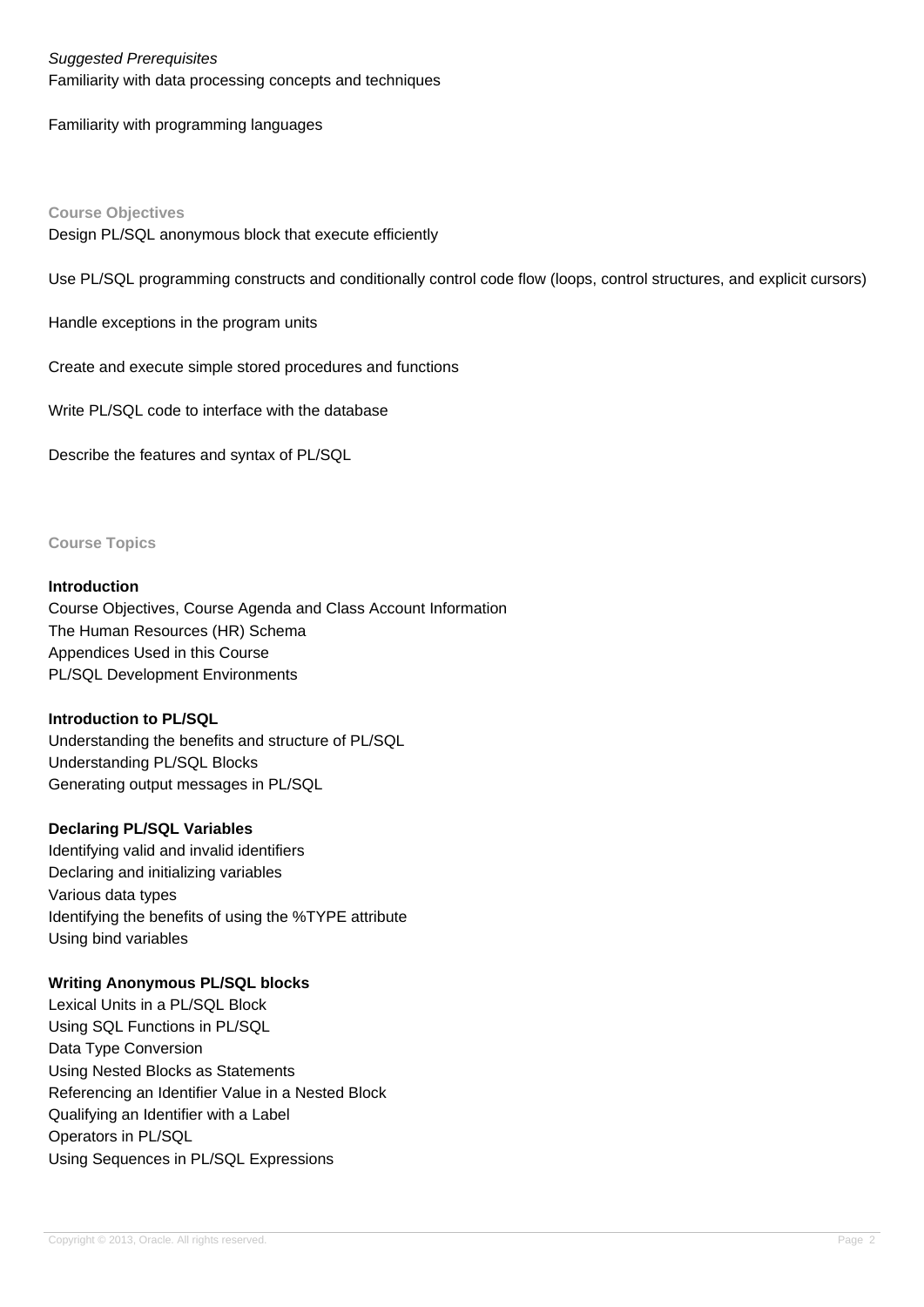*Suggested Prerequisites*

Familiarity with data processing concepts and techniques

Familiarity with programming languages

## Course Objectives

Design PL/SQL anonymous block that execute efficiently

Use PL/SQL programming constructs and conditionally control code flow (loops, control structures, and explicit cursors)

Handle exceptions in the program units

Create and execute simple stored procedures and functions

Write PL/SQL code to interface with the database

Describe the features and syntax of PL/SQL

## Course Topics

**Introduction**

Course Objectives, Course Agenda and Class Account Information
The Human Resources (HR) Schema
Appendices Used in this Course
PL/SQL Development Environments

**Introduction to PL/SQL**

Understanding the benefits and structure of PL/SQL
Understanding PL/SQL Blocks
Generating output messages in PL/SQL

**Declaring PL/SQL Variables**

Identifying valid and invalid identifiers
Declaring and initializing variables
Various data types
Identifying the benefits of using the %TYPE attribute
Using bind variables

**Writing Anonymous PL/SQL blocks**

Lexical Units in a PL/SQL Block
Using SQL Functions in PL/SQL
Data Type Conversion
Using Nested Blocks as Statements
Referencing an Identifier Value in a Nested Block
Qualifying an Identifier with a Label
Operators in PL/SQL
Using Sequences in PL/SQL Expressions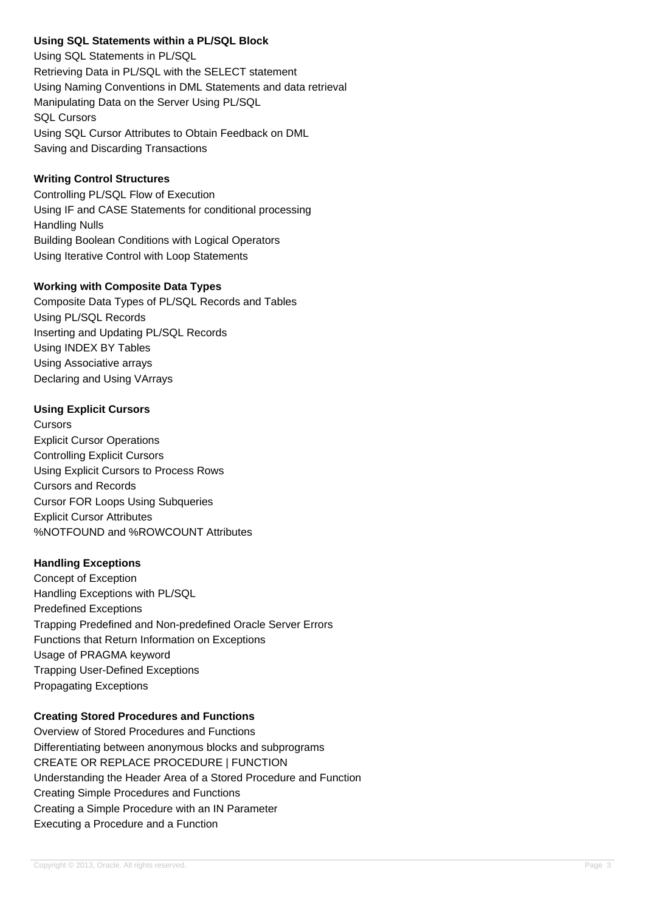**Using SQL Statements within a PL/SQL Block**

Using SQL Statements in PL/SQL
Retrieving Data in PL/SQL with the SELECT statement
Using Naming Conventions in DML Statements and data retrieval
Manipulating Data on the Server Using PL/SQL
SQL Cursors
Using SQL Cursor Attributes to Obtain Feedback on DML
Saving and Discarding Transactions

**Writing Control Structures**

Controlling PL/SQL Flow of Execution
Using IF and CASE Statements for conditional processing
Handling Nulls
Building Boolean Conditions with Logical Operators
Using Iterative Control with Loop Statements

**Working with Composite Data Types**

Composite Data Types of PL/SQL Records and Tables
Using PL/SQL Records
Inserting and Updating PL/SQL Records
Using INDEX BY Tables
Using Associative arrays
Declaring and Using VArrays

**Using Explicit Cursors**

Cursors
Explicit Cursor Operations
Controlling Explicit Cursors
Using Explicit Cursors to Process Rows
Cursors and Records
Cursor FOR Loops Using Subqueries
Explicit Cursor Attributes
%NOTFOUND and %ROWCOUNT Attributes

**Handling Exceptions**

Concept of Exception
Handling Exceptions with PL/SQL
Predefined Exceptions
Trapping Predefined and Non-predefined Oracle Server Errors
Functions that Return Information on Exceptions
Usage of PRAGMA keyword
Trapping User-Defined Exceptions
Propagating Exceptions

**Creating Stored Procedures and Functions**

Overview of Stored Procedures and Functions
Differentiating between anonymous blocks and subprograms
CREATE OR REPLACE PROCEDURE | FUNCTION
Understanding the Header Area of a Stored Procedure and Function
Creating Simple Procedures and Functions
Creating a Simple Procedure with an IN Parameter
Executing a Procedure and a Function